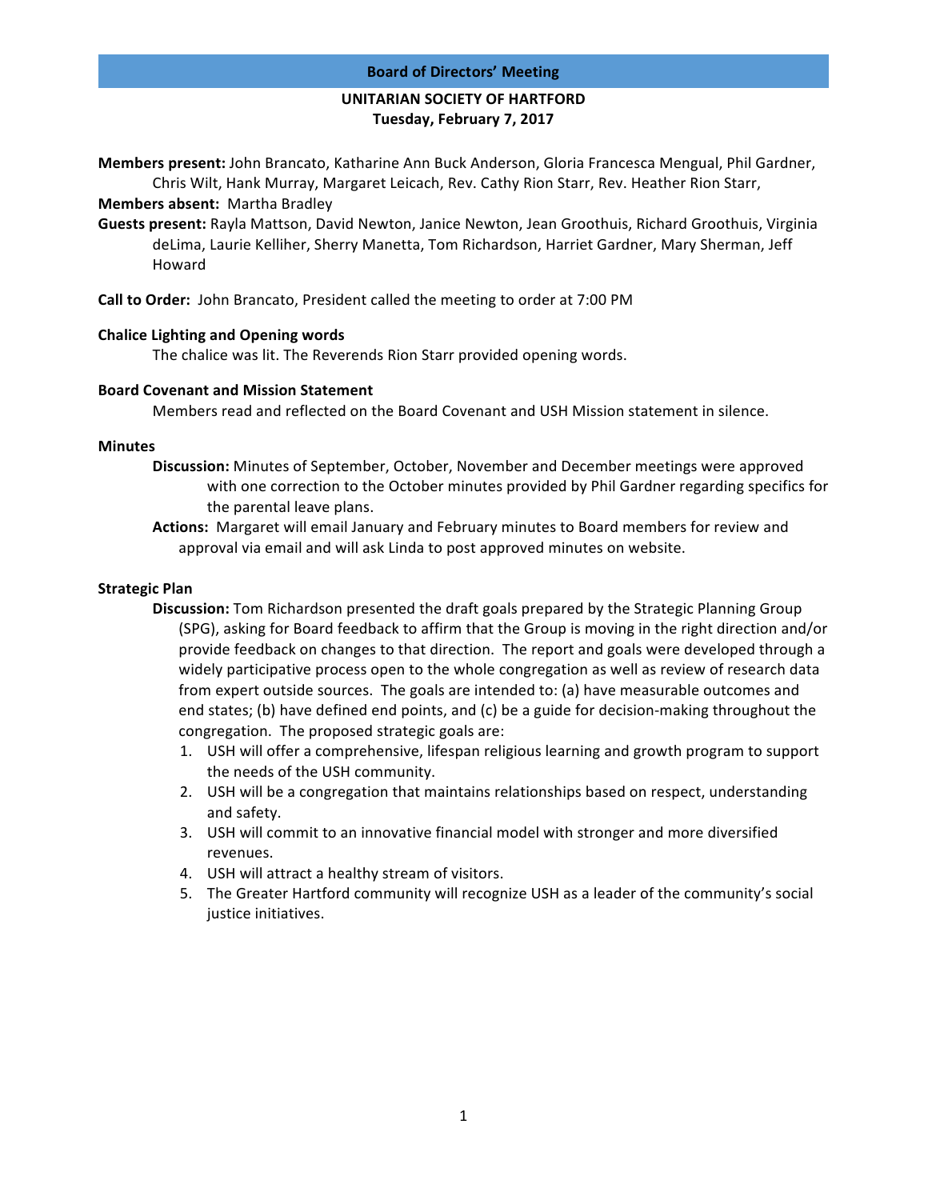# Board of Directors' Meeting

## UNITARIAN SOCIETY OF HARTFORD
**Tuesday, February 7, 2017**

**Members present:** John Brancato, Katharine Ann Buck Anderson, Gloria Francesca Mengual, Phil Gardner, Chris Wilt, Hank Murray, Margaret Leicach, Rev. Cathy Rion Starr, Rev. Heather Rion Starr,

**Members absent:** Martha Bradley

**Guests present:** Rayla Mattson, David Newton, Janice Newton, Jean Groothuis, Richard Groothuis, Virginia deLima, Laurie Kelliher, Sherry Manetta, Tom Richardson, Harriet Gardner, Mary Sherman, Jeff Howard

**Call to Order:** John Brancato, President called the meeting to order at 7:00 PM

**Chalice Lighting and Opening words**

The chalice was lit. The Reverends Rion Starr provided opening words.

**Board Covenant and Mission Statement**

Members read and reflected on the Board Covenant and USH Mission statement in silence.

**Minutes**

**Discussion:** Minutes of September, October, November and December meetings were approved with one correction to the October minutes provided by Phil Gardner regarding specifics for the parental leave plans.

**Actions:** Margaret will email January and February minutes to Board members for review and approval via email and will ask Linda to post approved minutes on website.

**Strategic Plan**

**Discussion:** Tom Richardson presented the draft goals prepared by the Strategic Planning Group (SPG), asking for Board feedback to affirm that the Group is moving in the right direction and/or provide feedback on changes to that direction. The report and goals were developed through a widely participative process open to the whole congregation as well as review of research data from expert outside sources. The goals are intended to: (a) have measurable outcomes and end states; (b) have defined end points, and (c) be a guide for decision-making throughout the congregation. The proposed strategic goals are:

1. USH will offer a comprehensive, lifespan religious learning and growth program to support the needs of the USH community.
2. USH will be a congregation that maintains relationships based on respect, understanding and safety.
3. USH will commit to an innovative financial model with stronger and more diversified revenues.
4. USH will attract a healthy stream of visitors.
5. The Greater Hartford community will recognize USH as a leader of the community's social justice initiatives.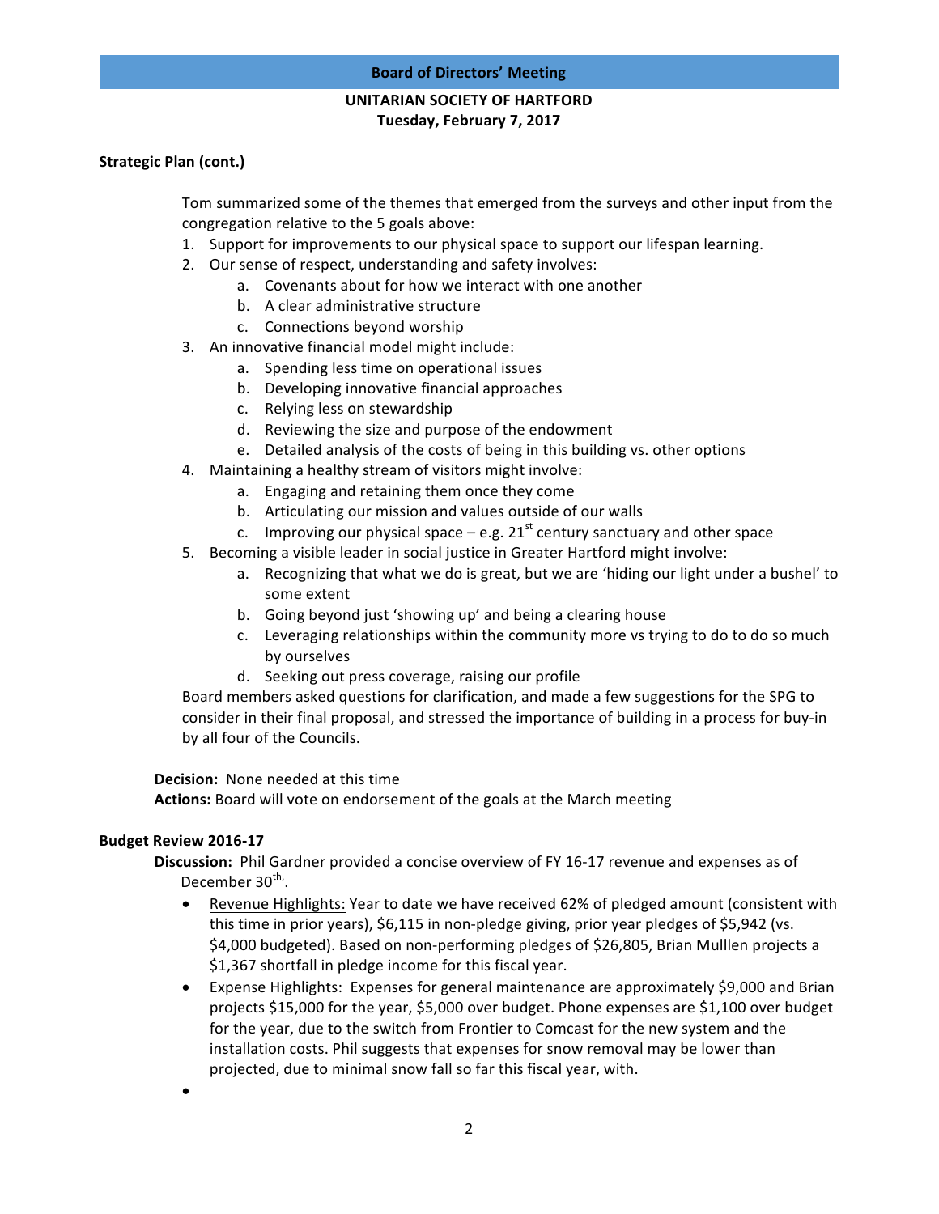**Board of Directors' Meeting**

**UNITARIAN SOCIETY OF HARTFORD**
**Tuesday, February 7, 2017**

**Strategic Plan (cont.)**

Tom summarized some of the themes that emerged from the surveys and other input from the congregation relative to the 5 goals above:

1. Support for improvements to our physical space to support our lifespan learning.
2. Our sense of respect, understanding and safety involves:
   a. Covenants about for how we interact with one another
   b. A clear administrative structure
   c. Connections beyond worship
3. An innovative financial model might include:
   a. Spending less time on operational issues
   b. Developing innovative financial approaches
   c. Relying less on stewardship
   d. Reviewing the size and purpose of the endowment
   e. Detailed analysis of the costs of being in this building vs. other options
4. Maintaining a healthy stream of visitors might involve:
   a. Engaging and retaining them once they come
   b. Articulating our mission and values outside of our walls
   c. Improving our physical space – e.g. 21st century sanctuary and other space
5. Becoming a visible leader in social justice in Greater Hartford might involve:
   a. Recognizing that what we do is great, but we are 'hiding our light under a bushel' to some extent
   b. Going beyond just 'showing up' and being a clearing house
   c. Leveraging relationships within the community more vs trying to do to do so much by ourselves
   d. Seeking out press coverage, raising our profile

Board members asked questions for clarification, and made a few suggestions for the SPG to consider in their final proposal, and stressed the importance of building in a process for buy-in by all four of the Councils.

**Decision:** None needed at this time
**Actions:** Board will vote on endorsement of the goals at the March meeting

**Budget Review 2016-17**

**Discussion:** Phil Gardner provided a concise overview of FY 16-17 revenue and expenses as of December 30th,.

- Revenue Highlights: Year to date we have received 62% of pledged amount (consistent with this time in prior years), $6,115 in non-pledge giving, prior year pledges of $5,942 (vs. $4,000 budgeted). Based on non-performing pledges of $26,805, Brian Mulllen projects a $1,367 shortfall in pledge income for this fiscal year.
- Expense Highlights: Expenses for general maintenance are approximately $9,000 and Brian projects $15,000 for the year, $5,000 over budget. Phone expenses are $1,100 over budget for the year, due to the switch from Frontier to Comcast for the new system and the installation costs. Phil suggests that expenses for snow removal may be lower than projected, due to minimal snow fall so far this fiscal year, with.
-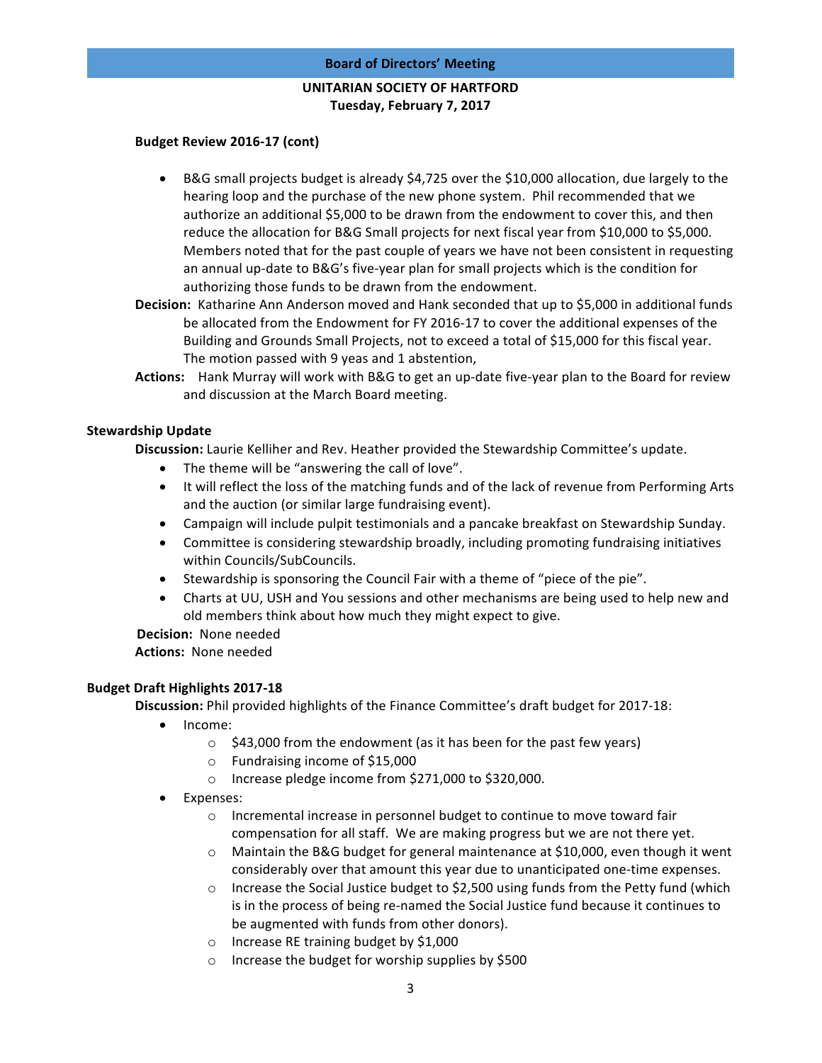**Board of Directors' Meeting**

**UNITARIAN SOCIETY OF HARTFORD**
**Tuesday, February 7, 2017**

**Budget Review 2016-17 (cont)**

- B&G small projects budget is already $4,725 over the $10,000 allocation, due largely to the hearing loop and the purchase of the new phone system. Phil recommended that we authorize an additional $5,000 to be drawn from the endowment to cover this, and then reduce the allocation for B&G Small projects for next fiscal year from $10,000 to $5,000. Members noted that for the past couple of years we have not been consistent in requesting an annual up-date to B&G's five-year plan for small projects which is the condition for authorizing those funds to be drawn from the endowment.

**Decision:** Katharine Ann Anderson moved and Hank seconded that up to $5,000 in additional funds be allocated from the Endowment for FY 2016-17 to cover the additional expenses of the Building and Grounds Small Projects, not to exceed a total of $15,000 for this fiscal year. The motion passed with 9 yeas and 1 abstention,

**Actions:** Hank Murray will work with B&G to get an up-date five-year plan to the Board for review and discussion at the March Board meeting.

**Stewardship Update**

**Discussion:** Laurie Kelliher and Rev. Heather provided the Stewardship Committee's update.

- The theme will be "answering the call of love".
- It will reflect the loss of the matching funds and of the lack of revenue from Performing Arts and the auction (or similar large fundraising event).
- Campaign will include pulpit testimonials and a pancake breakfast on Stewardship Sunday.
- Committee is considering stewardship broadly, including promoting fundraising initiatives within Councils/SubCouncils.
- Stewardship is sponsoring the Council Fair with a theme of "piece of the pie".
- Charts at UU, USH and You sessions and other mechanisms are being used to help new and old members think about how much they might expect to give.

**Decision:** None needed

**Actions:** None needed

**Budget Draft Highlights 2017-18**

**Discussion:** Phil provided highlights of the Finance Committee's draft budget for 2017-18:

- Income:
  - $43,000 from the endowment (as it has been for the past few years)
  - Fundraising income of $15,000
  - Increase pledge income from $271,000 to $320,000.
- Expenses:
  - Incremental increase in personnel budget to continue to move toward fair compensation for all staff. We are making progress but we are not there yet.
  - Maintain the B&G budget for general maintenance at $10,000, even though it went considerably over that amount this year due to unanticipated one-time expenses.
  - Increase the Social Justice budget to $2,500 using funds from the Petty fund (which is in the process of being re-named the Social Justice fund because it continues to be augmented with funds from other donors).
  - Increase RE training budget by $1,000
  - Increase the budget for worship supplies by $500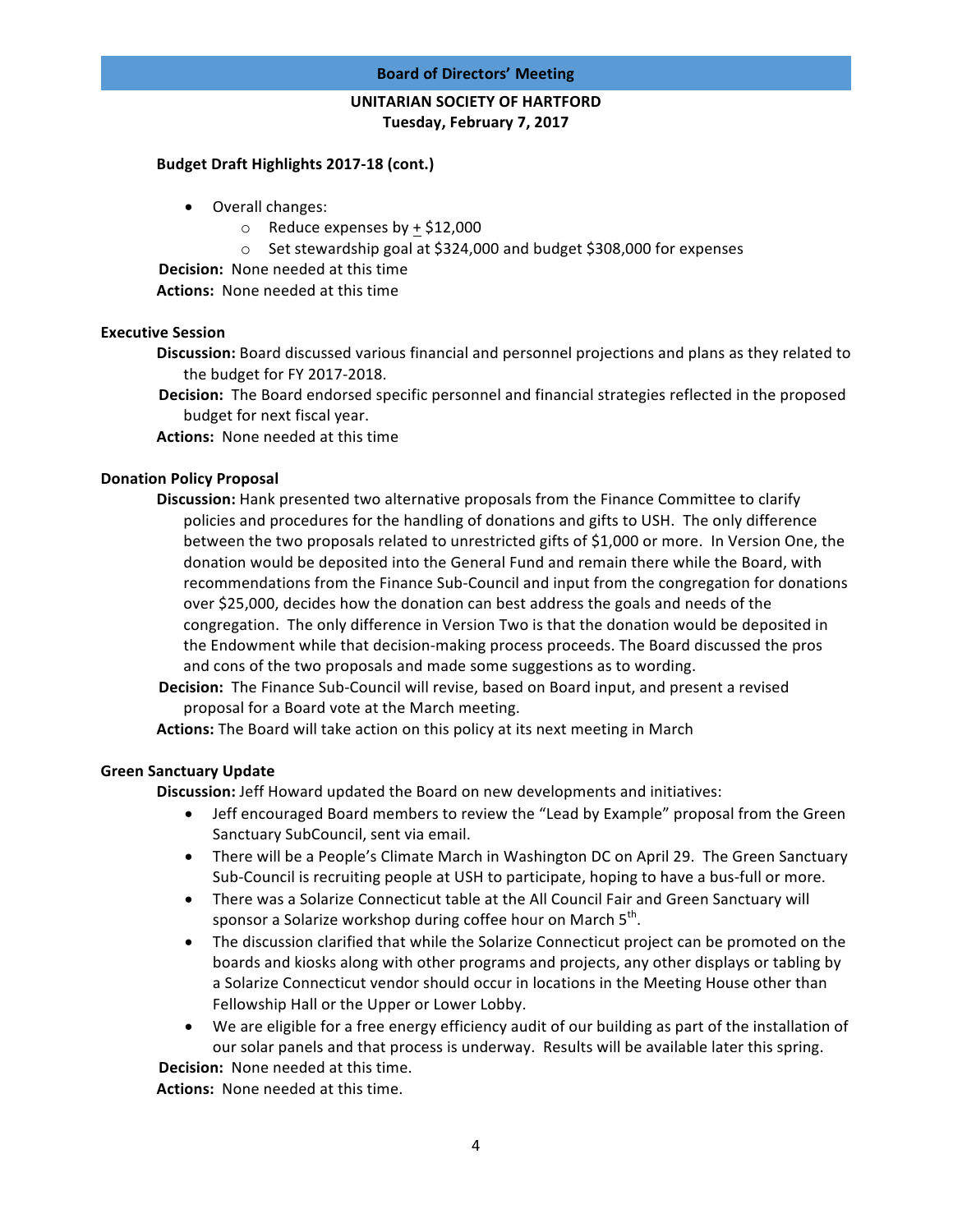**Budget Draft Highlights 2017-18 (cont.)**

- Overall changes:
  - Reduce expenses by $\pm$ \$12,000
  - Set stewardship goal at \$324,000 and budget \$308,000 for expenses

**Decision:** None needed at this time

**Actions:** None needed at this time

### Executive Session

**Discussion:** Board discussed various financial and personnel projections and plans as they related to the budget for FY 2017-2018.

**Decision:** The Board endorsed specific personnel and financial strategies reflected in the proposed budget for next fiscal year.

**Actions:** None needed at this time

### Donation Policy Proposal

**Discussion:** Hank presented two alternative proposals from the Finance Committee to clarify policies and procedures for the handling of donations and gifts to USH. The only difference between the two proposals related to unrestricted gifts of \$1,000 or more. In Version One, the donation would be deposited into the General Fund and remain there while the Board, with recommendations from the Finance Sub-Council and input from the congregation for donations over \$25,000, decides how the donation can best address the goals and needs of the congregation. The only difference in Version Two is that the donation would be deposited in the Endowment while that decision-making process proceeds. The Board discussed the pros and cons of the two proposals and made some suggestions as to wording.

**Decision:** The Finance Sub-Council will revise, based on Board input, and present a revised proposal for a Board vote at the March meeting.

**Actions:** The Board will take action on this policy at its next meeting in March

### Green Sanctuary Update

**Discussion:** Jeff Howard updated the Board on new developments and initiatives:

- Jeff encouraged Board members to review the "Lead by Example" proposal from the Green Sanctuary SubCouncil, sent via email.
- There will be a People's Climate March in Washington DC on April 29. The Green Sanctuary Sub-Council is recruiting people at USH to participate, hoping to have a bus-full or more.
- There was a Solarize Connecticut table at the All Council Fair and Green Sanctuary will sponsor a Solarize workshop during coffee hour on March 5th.
- The discussion clarified that while the Solarize Connecticut project can be promoted on the boards and kiosks along with other programs and projects, any other displays or tabling by a Solarize Connecticut vendor should occur in locations in the Meeting House other than Fellowship Hall or the Upper or Lower Lobby.
- We are eligible for a free energy efficiency audit of our building as part of the installation of our solar panels and that process is underway. Results will be available later this spring.

**Decision:** None needed at this time.

**Actions:** None needed at this time.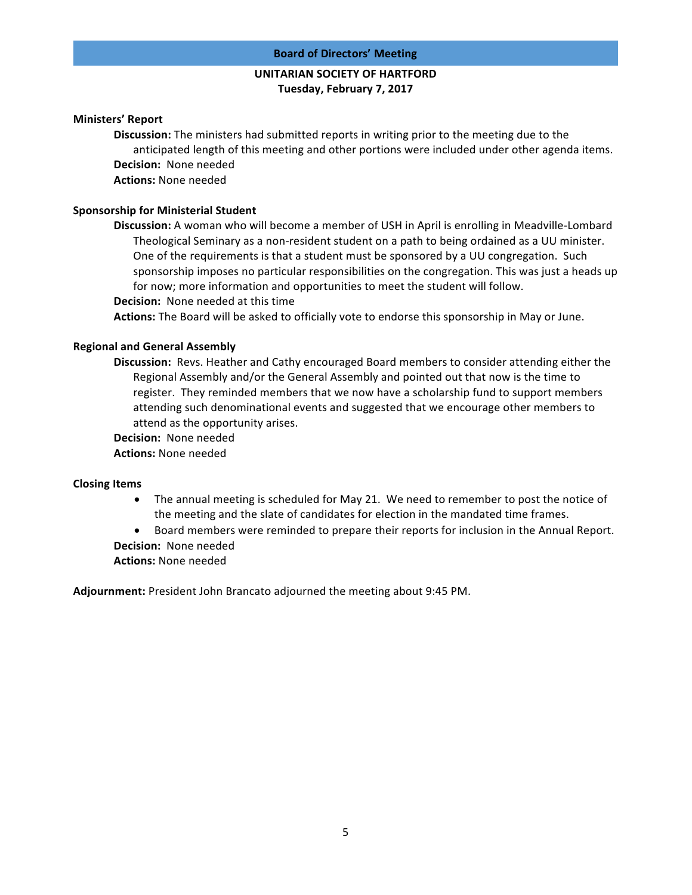**Board of Directors' Meeting**

**UNITARIAN SOCIETY OF HARTFORD**
**Tuesday, February 7, 2017**

**Ministers' Report**

**Discussion:** The ministers had submitted reports in writing prior to the meeting due to the anticipated length of this meeting and other portions were included under other agenda items.

**Decision:** None needed

**Actions:** None needed

**Sponsorship for Ministerial Student**

**Discussion:** A woman who will become a member of USH in April is enrolling in Meadville-Lombard Theological Seminary as a non-resident student on a path to being ordained as a UU minister. One of the requirements is that a student must be sponsored by a UU congregation. Such sponsorship imposes no particular responsibilities on the congregation. This was just a heads up for now; more information and opportunities to meet the student will follow.

**Decision:** None needed at this time

**Actions:** The Board will be asked to officially vote to endorse this sponsorship in May or June.

**Regional and General Assembly**

**Discussion:** Revs. Heather and Cathy encouraged Board members to consider attending either the Regional Assembly and/or the General Assembly and pointed out that now is the time to register. They reminded members that we now have a scholarship fund to support members attending such denominational events and suggested that we encourage other members to attend as the opportunity arises.

**Decision:** None needed

**Actions:** None needed

**Closing Items**

- The annual meeting is scheduled for May 21. We need to remember to post the notice of the meeting and the slate of candidates for election in the mandated time frames.
- Board members were reminded to prepare their reports for inclusion in the Annual Report.

**Decision:** None needed

**Actions:** None needed

**Adjournment:** President John Brancato adjourned the meeting about 9:45 PM.